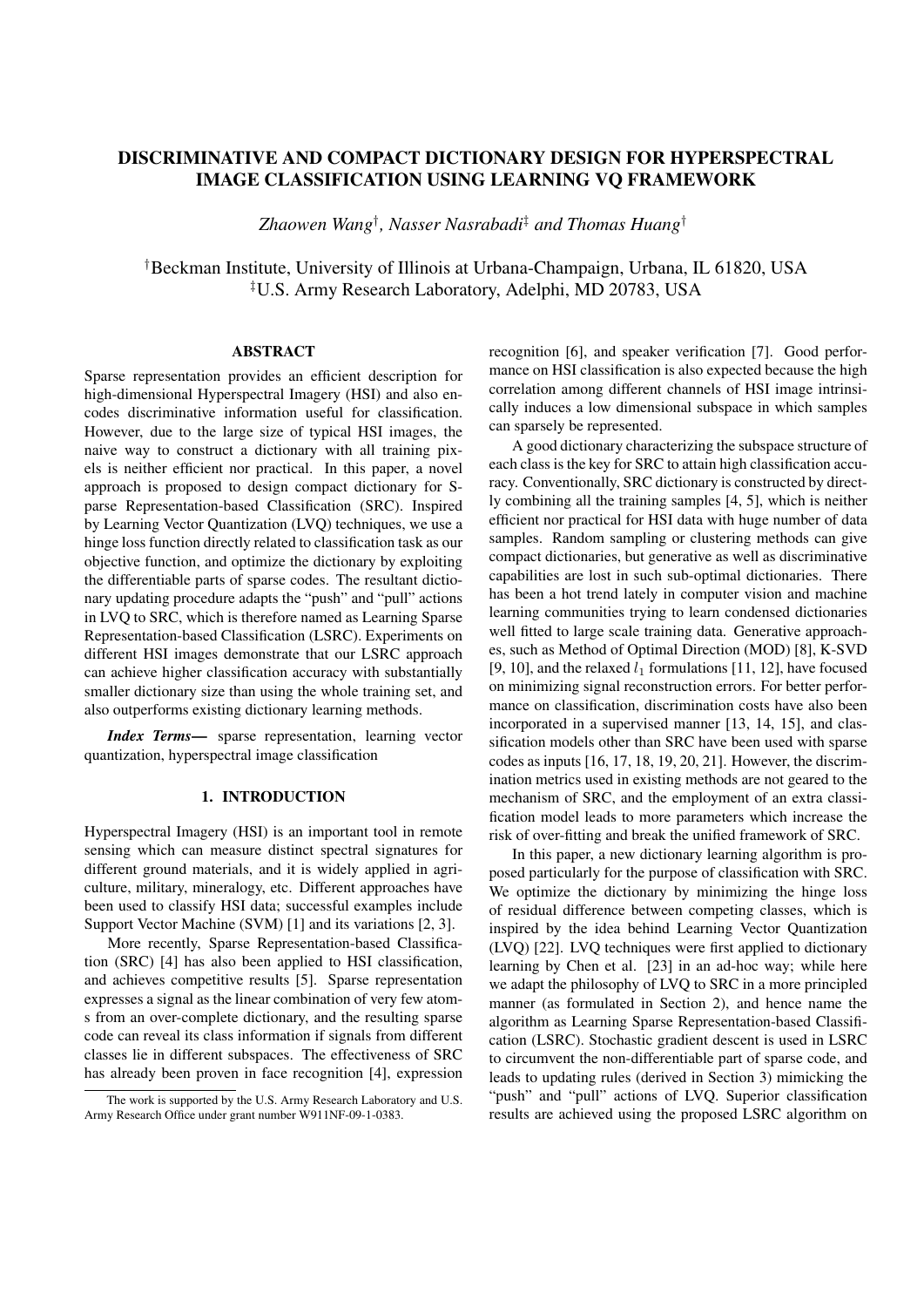# DISCRIMINATIVE AND COMPACT DICTIONARY DESIGN FOR HYPERSPECTRAL IMAGE CLASSIFICATION USING LEARNING VQ FRAMEWORK

*Zhaowen Wang*[†], *Nasser Nasrabadi*[‡] *and Thomas Huang*[†]

[†]Beckman Institute, University of Illinois at Urbana-Champaign, Urbana, IL 61820, USA
[‡]U.S. Army Research Laboratory, Adelphi, MD 20783, USA

## ABSTRACT

Sparse representation provides an efficient description for high-dimensional Hyperspectral Imagery (HSI) and also encodes discriminative information useful for classification. However, due to the large size of typical HSI images, the naive way to construct a dictionary with all training pixels is neither efficient nor practical. In this paper, a novel approach is proposed to design compact dictionary for Sparse Representation-based Classification (SRC). Inspired by Learning Vector Quantization (LVQ) techniques, we use a hinge loss function directly related to classification task as our objective function, and optimize the dictionary by exploiting the differentiable parts of sparse codes. The resultant dictionary updating procedure adapts the "push" and "pull" actions in LVQ to SRC, which is therefore named as Learning Sparse Representation-based Classification (LSRC). Experiments on different HSI images demonstrate that our LSRC approach can achieve higher classification accuracy with substantially smaller dictionary size than using the whole training set, and also outperforms existing dictionary learning methods.

***Index Terms*—** sparse representation, learning vector quantization, hyperspectral image classification

## 1. INTRODUCTION

Hyperspectral Imagery (HSI) is an important tool in remote sensing which can measure distinct spectral signatures for different ground materials, and it is widely applied in agriculture, military, mineralogy, etc. Different approaches have been used to classify HSI data; successful examples include Support Vector Machine (SVM) [1] and its variations [2, 3].

More recently, Sparse Representation-based Classification (SRC) [4] has also been applied to HSI classification, and achieves competitive results [5]. Sparse representation expresses a signal as the linear combination of very few atoms from an over-complete dictionary, and the resulting sparse code can reveal its class information if signals from different classes lie in different subspaces. The effectiveness of SRC has already been proven in face recognition [4], expression recognition [6], and speaker verification [7]. Good performance on HSI classification is also expected because the high correlation among different channels of HSI image intrinsically induces a low dimensional subspace in which samples can sparsely be represented.

A good dictionary characterizing the subspace structure of each class is the key for SRC to attain high classification accuracy. Conventionally, SRC dictionary is constructed by directly combining all the training samples [4, 5], which is neither efficient nor practical for HSI data with huge number of data samples. Random sampling or clustering methods can give compact dictionaries, but generative as well as discriminative capabilities are lost in such sub-optimal dictionaries. There has been a hot trend lately in computer vision and machine learning communities trying to learn condensed dictionaries well fitted to large scale training data. Generative approaches, such as Method of Optimal Direction (MOD) [8], K-SVD [9, 10], and the relaxed $l_1$ formulations [11, 12], have focused on minimizing signal reconstruction errors. For better performance on classification, discrimination costs have also been incorporated in a supervised manner [13, 14, 15], and classification models other than SRC have been used with sparse codes as inputs [16, 17, 18, 19, 20, 21]. However, the discrimination metrics used in existing methods are not geared to the mechanism of SRC, and the employment of an extra classification model leads to more parameters which increase the risk of over-fitting and break the unified framework of SRC.

In this paper, a new dictionary learning algorithm is proposed particularly for the purpose of classification with SRC. We optimize the dictionary by minimizing the hinge loss of residual difference between competing classes, which is inspired by the idea behind Learning Vector Quantization (LVQ) [22]. LVQ techniques were first applied to dictionary learning by Chen et al. [23] in an ad-hoc way; while here we adapt the philosophy of LVQ to SRC in a more principled manner (as formulated in Section 2), and hence name the algorithm as Learning Sparse Representation-based Classification (LSRC). Stochastic gradient descent is used in LSRC to circumvent the non-differentiable part of sparse code, and leads to updating rules (derived in Section 3) mimicking the "push" and "pull" actions of LVQ. Superior classification results are achieved using the proposed LSRC algorithm on

The work is supported by the U.S. Army Research Laboratory and U.S. Army Research Office under grant number W911NF-09-1-0383.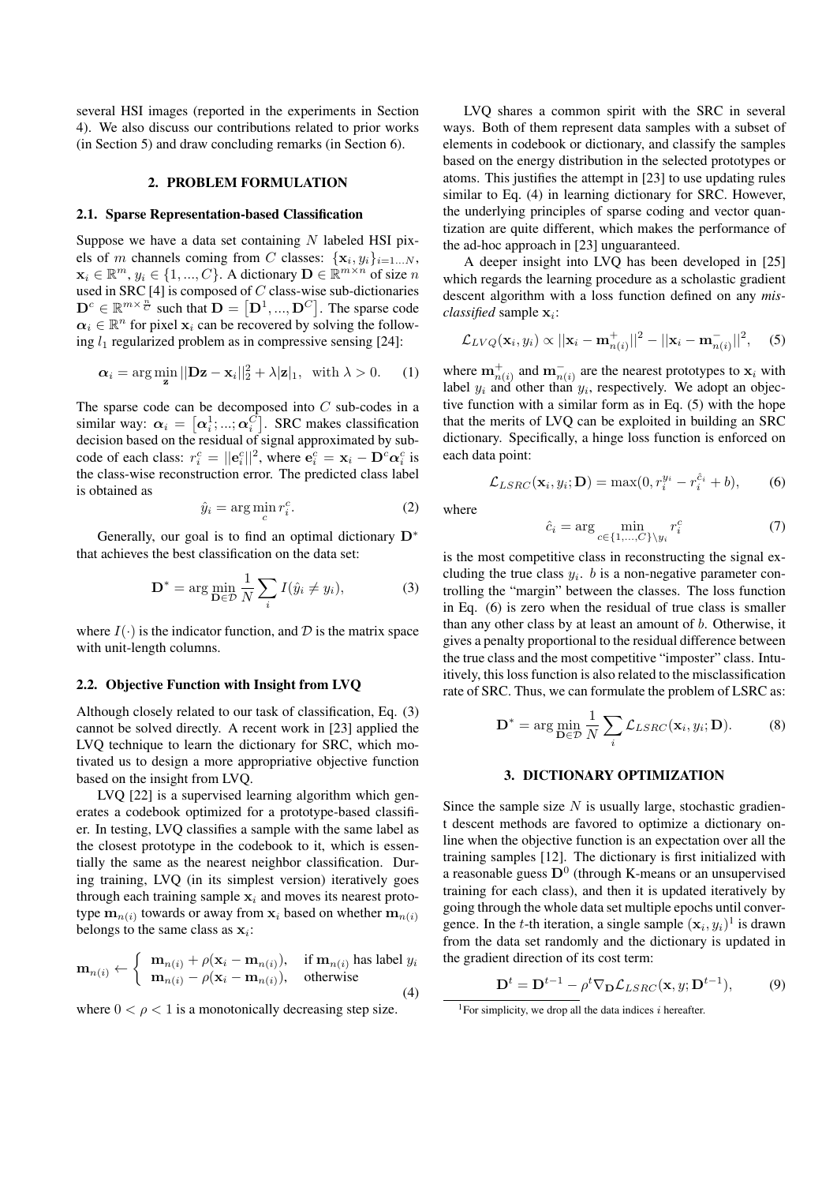several HSI images (reported in the experiments in Section 4). We also discuss our contributions related to prior works (in Section 5) and draw concluding remarks (in Section 6).

## 2. PROBLEM FORMULATION

### 2.1. Sparse Representation-based Classification

Suppose we have a data set containing $N$ labeled HSI pixels of $m$ channels coming from $C$ classes: $\{\mathbf{x}_i, y_i\}_{i=1...N}$, $\mathbf{x}_i \in \mathbb{R}^m$, $y_i \in \{1, ..., C\}$. A dictionary $\mathbf{D} \in \mathbb{R}^{m \times n}$ of size $n$ used in SRC [4] is composed of $C$ class-wise sub-dictionaries $\mathbf{D}^c \in \mathbb{R}^{m \times \frac{n}{C}}$ such that $\mathbf{D} = \left[\mathbf{D}^1, ..., \mathbf{D}^C\right]$. The sparse code $\boldsymbol{\alpha}_i \in \mathbb{R}^n$ for pixel $\mathbf{x}_i$ can be recovered by solving the following $l_1$ regularized problem as in compressive sensing [24]:

$$\boldsymbol{\alpha}_i = \arg\min_{\mathbf{z}} ||\mathbf{D}\mathbf{z} - \mathbf{x}_i||_2^2 + \lambda|\mathbf{z}|_1, \quad \text{with } \lambda > 0. \qquad (1)$$

The sparse code can be decomposed into $C$ sub-codes in a similar way: $\boldsymbol{\alpha}_i = \left[\boldsymbol{\alpha}_i^1; ...; \boldsymbol{\alpha}_i^C\right]$. SRC makes classification decision based on the residual of signal approximated by sub-code of each class: $r_i^c = ||\mathbf{e}_i^c||^2$, where $\mathbf{e}_i^c = \mathbf{x}_i - \mathbf{D}^c\boldsymbol{\alpha}_i^c$ is the class-wise reconstruction error. The predicted class label is obtained as

$$\hat{y}_i = \arg\min_c r_i^c. \qquad (2)$$

Generally, our goal is to find an optimal dictionary $\mathbf{D}^*$ that achieves the best classification on the data set:

$$\mathbf{D}^* = \arg\min_{\mathbf{D} \in \mathcal{D}} \frac{1}{N} \sum_i I(\hat{y}_i \neq y_i), \qquad (3)$$

where $I(\cdot)$ is the indicator function, and $\mathcal{D}$ is the matrix space with unit-length columns.

### 2.2. Objective Function with Insight from LVQ

Although closely related to our task of classification, Eq. (3) cannot be solved directly. A recent work in [23] applied the LVQ technique to learn the dictionary for SRC, which motivated us to design a more appropriative objective function based on the insight from LVQ.

LVQ [22] is a supervised learning algorithm which generates a codebook optimized for a prototype-based classifier. In testing, LVQ classifies a sample with the same label as the closest prototype in the codebook to it, which is essentially the same as the nearest neighbor classification. During training, LVQ (in its simplest version) iteratively goes through each training sample $\mathbf{x}_i$ and moves its nearest prototype $\mathbf{m}_{n(i)}$ towards or away from $\mathbf{x}_i$ based on whether $\mathbf{m}_{n(i)}$ belongs to the same class as $\mathbf{x}_i$:

$$\mathbf{m}_{n(i)} \leftarrow \begin{cases} \mathbf{m}_{n(i)} + \rho(\mathbf{x}_i - \mathbf{m}_{n(i)}), & \text{if } \mathbf{m}_{n(i)} \text{ has label } y_i \\ \mathbf{m}_{n(i)} - \rho(\mathbf{x}_i - \mathbf{m}_{n(i)}), & \text{otherwise} \end{cases} \qquad (4)$$

where $0 < \rho < 1$ is a monotonically decreasing step size.

LVQ shares a common spirit with the SRC in several ways. Both of them represent data samples with a subset of elements in codebook or dictionary, and classify the samples based on the energy distribution in the selected prototypes or atoms. This justifies the attempt in [23] to use updating rules similar to Eq. (4) in learning dictionary for SRC. However, the underlying principles of sparse coding and vector quantization are quite different, which makes the performance of the ad-hoc approach in [23] unguaranteed.

A deeper insight into LVQ has been developed in [25] which regards the learning procedure as a scholastic gradient descent algorithm with a loss function defined on any *misclassified* sample $\mathbf{x}_i$:

$$\mathcal{L}_{LVQ}(\mathbf{x}_i, y_i) \propto ||\mathbf{x}_i - \mathbf{m}_{n(i)}^+||^2 - ||\mathbf{x}_i - \mathbf{m}_{n(i)}^-||^2, \qquad (5)$$

where $\mathbf{m}_{n(i)}^+$ and $\mathbf{m}_{n(i)}^-$ are the nearest prototypes to $\mathbf{x}_i$ with label $y_i$ and other than $y_i$, respectively. We adopt an objective function with a similar form as in Eq. (5) with the hope that the merits of LVQ can be exploited in building an SRC dictionary. Specifically, a hinge loss function is enforced on each data point:

$$\mathcal{L}_{LSRC}(\mathbf{x}_i, y_i; \mathbf{D}) = \max(0, r_i^{y_i} - r_i^{\hat{c}_i} + b), \qquad (6)$$

where

$$\hat{c}_i = \arg\min_{c \in \{1,...,C\} \setminus y_i} r_i^c \qquad (7)$$

is the most competitive class in reconstructing the signal excluding the true class $y_i$. $b$ is a non-negative parameter controlling the "margin" between the classes. The loss function in Eq. (6) is zero when the residual of true class is smaller than any other class by at least an amount of $b$. Otherwise, it gives a penalty proportional to the residual difference between the true class and the most competitive "imposter" class. Intuitively, this loss function is also related to the misclassification rate of SRC. Thus, we can formulate the problem of LSRC as:

$$\mathbf{D}^* = \arg\min_{\mathbf{D} \in \mathcal{D}} \frac{1}{N} \sum_i \mathcal{L}_{LSRC}(\mathbf{x}_i, y_i; \mathbf{D}). \qquad (8)$$

## 3. DICTIONARY OPTIMIZATION

Since the sample size $N$ is usually large, stochastic gradient descent methods are favored to optimize a dictionary online when the objective function is an expectation over all the training samples [12]. The dictionary is first initialized with a reasonable guess $\mathbf{D}^0$ (through K-means or an unsupervised training for each class), and then it is updated iteratively by going through the whole data set multiple epochs until convergence. In the $t$-th iteration, a single sample $(\mathbf{x}_i, y_i)$[1] is drawn from the data set randomly and the dictionary is updated in the gradient direction of its cost term:

$$\mathbf{D}^t = \mathbf{D}^{t-1} - \rho^t \nabla_{\mathbf{D}} \mathcal{L}_{LSRC}(\mathbf{x}, y; \mathbf{D}^{t-1}), \qquad (9)$$

[1] For simplicity, we drop all the data indices $i$ hereafter.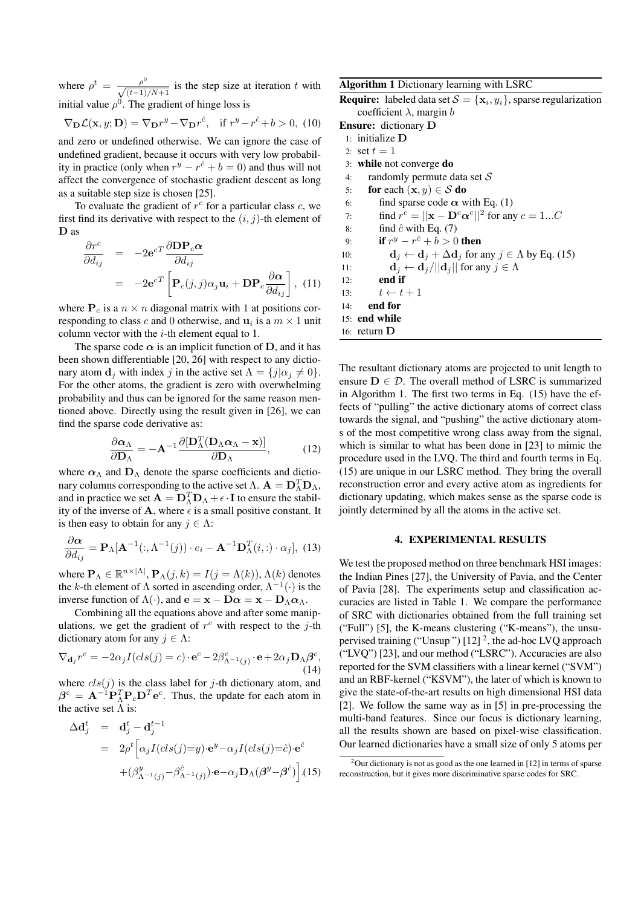where $\rho^t = \frac{\rho^0}{\sqrt{(t-1)/N+1}}$ is the step size at iteration $t$ with initial value $\rho^0$. The gradient of hinge loss is

$$\nabla_{\mathbf{D}}\mathcal{L}(\mathbf{x}, y; \mathbf{D}) = \nabla_{\mathbf{D}} r^y - \nabla_{\mathbf{D}} r^{\hat{c}}, \quad \text{if } r^y - r^{\hat{c}} + b > 0, \quad (10)$$

and zero or undefined otherwise. We can ignore the case of undefined gradient, because it occurs with very low probability in practice (only when $r^y - r^{\hat{c}} + b = 0$) and thus will not affect the convergence of stochastic gradient descent as long as a suitable step size is chosen [25].

To evaluate the gradient of $r^c$ for a particular class $c$, we first find its derivative with respect to the $(i, j)$-th element of $\mathbf{D}$ as

$$\begin{aligned}
\frac{\partial r^c}{\partial d_{ij}} &= -2\mathbf{e}^{cT} \frac{\partial \mathbf{D}\mathbf{P}_c \boldsymbol{\alpha}}{\partial d_{ij}} \\
&= -2\mathbf{e}^{cT} \left[ \mathbf{P}_c(j,j)\alpha_j \mathbf{u}_i + \mathbf{D}\mathbf{P}_c \frac{\partial \boldsymbol{\alpha}}{\partial d_{ij}} \right], \quad (11)
\end{aligned}$$

where $\mathbf{P}_c$ is a $n \times n$ diagonal matrix with 1 at positions corresponding to class $c$ and 0 otherwise, and $\mathbf{u}_i$ is a $m \times 1$ unit column vector with the $i$-th element equal to 1.

The sparse code $\boldsymbol{\alpha}$ is an implicit function of $\mathbf{D}$, and it has been shown differentiable [20, 26] with respect to any dictionary atom $\mathbf{d}_j$ with index $j$ in the active set $\Lambda = \{j | \alpha_j \neq 0\}$. For the other atoms, the gradient is zero with overwhelming probability and thus can be ignored for the same reason mentioned above. Directly using the result given in [26], we can find the sparse code derivative as:

$$\frac{\partial \boldsymbol{\alpha}_\Lambda}{\partial \mathbf{D}_\Lambda} = -\mathbf{A}^{-1} \frac{\partial [\mathbf{D}_\Lambda^T (\mathbf{D}_\Lambda \boldsymbol{\alpha}_\Lambda - \mathbf{x})]}{\partial \mathbf{D}_\Lambda}, \quad (12)$$

where $\boldsymbol{\alpha}_\Lambda$ and $\mathbf{D}_\Lambda$ denote the sparse coefficients and dictionary columns corresponding to the active set $\Lambda$. $\mathbf{A} = \mathbf{D}_\Lambda^T \mathbf{D}_\Lambda$, and in practice we set $\mathbf{A} = \mathbf{D}_\Lambda^T \mathbf{D}_\Lambda + \epsilon \cdot \mathbf{I}$ to ensure the stability of the inverse of $\mathbf{A}$, where $\epsilon$ is a small positive constant. It is then easy to obtain for any $j \in \Lambda$:

$$\frac{\partial \boldsymbol{\alpha}}{\partial d_{ij}} = \mathbf{P}_\Lambda [\mathbf{A}^{-1}(:, \Lambda^{-1}(j)) \cdot e_i - \mathbf{A}^{-1}\mathbf{D}_\Lambda^T(i, :) \cdot \alpha_j], \quad (13)$$

where $\mathbf{P}_\Lambda \in \mathbb{R}^{n \times |\Lambda|}$, $\mathbf{P}_\Lambda(j,k) = I(j = \Lambda(k))$, $\Lambda(k)$ denotes the $k$-th element of $\Lambda$ sorted in ascending order, $\Lambda^{-1}(\cdot)$ is the inverse function of $\Lambda(\cdot)$, and $\mathbf{e} = \mathbf{x} - \mathbf{D}\boldsymbol{\alpha} = \mathbf{x} - \mathbf{D}_\Lambda \boldsymbol{\alpha}_\Lambda$.

Combining all the equations above and after some manipulations, we get the gradient of $r^c$ with respect to the $j$-th dictionary atom for any $j \in \Lambda$:

$$\nabla_{\mathbf{d}_j} r^c = -2\alpha_j I(cls(j) = c) \cdot \mathbf{e}^c - 2\beta^c_{\Lambda^{-1}(j)} \cdot \mathbf{e} + 2\alpha_j \mathbf{D}_\Lambda \boldsymbol{\beta}^c, \quad (14)$$

where $cls(j)$ is the class label for $j$-th dictionary atom, and $\boldsymbol{\beta}^c = \mathbf{A}^{-1}\mathbf{P}_\Lambda^T \mathbf{P}_c \mathbf{D}^T \mathbf{e}^c$. Thus, the update for each atom in the active set $\Lambda$ is:

$$\begin{aligned}
\Delta \mathbf{d}_j^t &= \mathbf{d}_j^t - \mathbf{d}_j^{t-1} \\
&= 2\rho^t \Big[ \alpha_j I(cls(j)=y) \cdot \mathbf{e}^y - \alpha_j I(cls(j)=\hat{c}) \cdot \mathbf{e}^{\hat{c}} \\
&\quad + (\beta^y_{\Lambda^{-1}(j)} - \beta^{\hat{c}}_{\Lambda^{-1}(j)}) \cdot \mathbf{e} - \alpha_j \mathbf{D}_\Lambda (\boldsymbol{\beta}^y - \boldsymbol{\beta}^{\hat{c}}) \Big]. \quad (15)
\end{aligned}$$

**Algorithm 1** Dictionary learning with LSRC

**Require:** labeled data set $\mathcal{S} = \{\mathbf{x}_i, y_i\}$, sparse regularization coefficient $\lambda$, margin $b$

**Ensure:** dictionary $\mathbf{D}$

```
1: initialize D
2: set t = 1
3: while not converge do
4:    randomly permute data set S
5:    for each (x, y) ∈ S do
6:       find sparse code α with Eq. (1)
7:       find r^c = ||x − D^c α^c||^2 for any c = 1...C
8:       find ĉ with Eq. (7)
9:       if r^y − r^ĉ + b > 0 then
10:         d_j ← d_j + Δd_j for any j ∈ Λ by Eq. (15)
11:         d_j ← d_j/||d_j|| for any j ∈ Λ
12:      end if
13:      t ← t + 1
14:   end for
15: end while
16: return D
```

The resultant dictionary atoms are projected to unit length to ensure $\mathbf{D} \in \mathcal{D}$. The overall method of LSRC is summarized in Algorithm 1. The first two terms in Eq. (15) have the effects of "pulling" the active dictionary atoms of correct class towards the signal, and "pushing" the active dictionary atoms of the most competitive wrong class away from the signal, which is similar to what has been done in [23] to mimic the procedure used in the LVQ. The third and fourth terms in Eq. (15) are unique in our LSRC method. They bring the overall reconstruction error and every active atom as ingredients for dictionary updating, which makes sense as the sparse code is jointly determined by all the atoms in the active set.

## 4. EXPERIMENTAL RESULTS

We test the proposed method on three benchmark HSI images: the Indian Pines [27], the University of Pavia, and the Center of Pavia [28]. The experiments setup and classification accuracies are listed in Table 1. We compare the performance of SRC with dictionaries obtained from the full training set ("Full") [5], the K-means clustering ("K-means"), the unsupervised training ("Unsup ") [12] [2], the ad-hoc LVQ approach ("LVQ") [23], and our method ("LSRC"). Accuracies are also reported for the SVM classifiers with a linear kernel ("SVM") and an RBF-kernel ("KSVM"), the later of which is known to give the state-of-the-art results on high dimensional HSI data [2]. We follow the same way as in [5] in pre-processing the multi-band features. Since our focus is dictionary learning, all the results shown are based on pixel-wise classification. Our learned dictionaries have a small size of only 5 atoms per

[2] Our dictionary is not as good as the one learned in [12] in terms of sparse reconstruction, but it gives more discriminative sparse codes for SRC.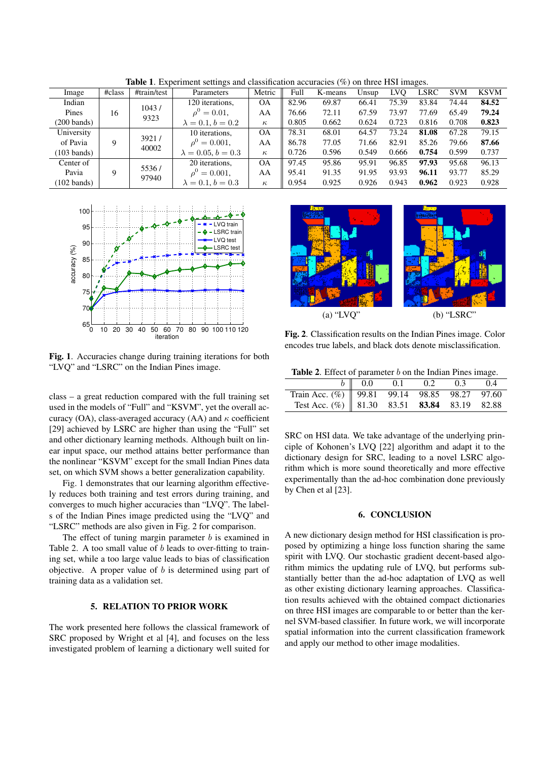**Table 1**. Experiment settings and classification accuracies (%) on three HSI images.

| Image | #class | #train/test | Parameters | Metric | Full | K-means | Unsup | LVQ | LSRC | SVM | KSVM |
|---|---|---|---|---|---|---|---|---|---|---|---|
| Indian Pines (200 bands) | 16 | 1043 / 9323 | 120 iterations, $\rho^0 = 0.01$, $\lambda = 0.1, b = 0.2$ | OA | 82.96 | 69.87 | 66.41 | 75.39 | 83.84 | 74.44 | **84.52** |
| | | | | AA | 76.66 | 72.11 | 67.59 | 73.97 | 77.69 | 65.49 | **79.24** |
| | | | | $\kappa$ | 0.805 | 0.662 | 0.624 | 0.723 | 0.816 | 0.708 | **0.823** |
| University of Pavia (103 bands) | 9 | 3921 / 40002 | 10 iterations, $\rho^0 = 0.001$, $\lambda = 0.05, b = 0.3$ | OA | 78.31 | 68.01 | 64.57 | 73.24 | **81.08** | 67.28 | 79.15 |
| | | | | AA | 86.78 | 77.05 | 71.66 | 82.91 | 85.26 | 79.66 | **87.66** |
| | | | | $\kappa$ | 0.726 | 0.596 | 0.549 | 0.666 | **0.754** | 0.599 | 0.737 |
| Center of Pavia (102 bands) | 9 | 5536 / 97940 | 20 iterations, $\rho^0 = 0.001$, $\lambda = 0.1, b = 0.3$ | OA | 97.45 | 95.86 | 95.91 | 96.85 | **97.93** | 95.68 | 96.13 |
| | | | | AA | 95.41 | 91.35 | 91.95 | 93.93 | **96.11** | 93.77 | 85.29 |
| | | | | $\kappa$ | 0.954 | 0.925 | 0.926 | 0.943 | **0.962** | 0.923 | 0.928 |

**Fig. 1**. Accuracies change during training iterations for both "LVQ" and "LSRC" on the Indian Pines image.

(a) "LVQ" (b) "LSRC"

**Fig. 2**. Classification results on the Indian Pines image. Color encodes true labels, and black dots denote misclassification.

class – a great reduction compared with the full training set used in the models of "Full" and "KSVM", yet the overall accuracy (OA), class-averaged accuracy (AA) and $\kappa$ coefficient [29] achieved by LSRC are higher than using the "Full" set and other dictionary learning methods. Although built on linear input space, our method attains better performance than the nonlinear "KSVM" except for the small Indian Pines data set, on which SVM shows a better generalization capability.

Fig. 1 demonstrates that our learning algorithm effectively reduces both training and test errors during training, and converges to much higher accuracies than "LVQ". The labels of the Indian Pines image predicted using the "LVQ" and "LSRC" methods are also given in Fig. 2 for comparison.

The effect of tuning margin parameter $b$ is examined in Table 2. A too small value of $b$ leads to over-fitting to training set, while a too large value leads to bias of classification objective. A proper value of $b$ is determined using part of training data as a validation set.

**Table 2**. Effect of parameter $b$ on the Indian Pines image.

| $b$ | 0.0 | 0.1 | 0.2 | 0.3 | 0.4 |
|---|---|---|---|---|---|
| Train Acc. (%) | 99.81 | 99.14 | 98.85 | 98.27 | 97.60 |
| Test Acc. (%) | 81.30 | 83.51 | **83.84** | 83.19 | 82.88 |

## 5. RELATION TO PRIOR WORK

The work presented here follows the classical framework of SRC proposed by Wright et al [4], and focuses on the less investigated problem of learning a dictionary well suited for SRC on HSI data. We take advantage of the underlying principle of Kohonen's LVQ [22] algorithm and adapt it to the dictionary design for SRC, leading to a novel LSRC algorithm which is more sound theoretically and more effective experimentally than the ad-hoc combination done previously by Chen et al [23].

## 6. CONCLUSION

A new dictionary design method for HSI classification is proposed by optimizing a hinge loss function sharing the same spirit with LVQ. Our stochastic gradient decent-based algorithm mimics the updating rule of LVQ, but performs substantially better than the ad-hoc adaptation of LVQ as well as other existing dictionary learning approaches. Classification results achieved with the obtained compact dictionaries on three HSI images are comparable to or better than the kernel SVM-based classifier. In future work, we will incorporate spatial information into the current classification framework and apply our method to other image modalities.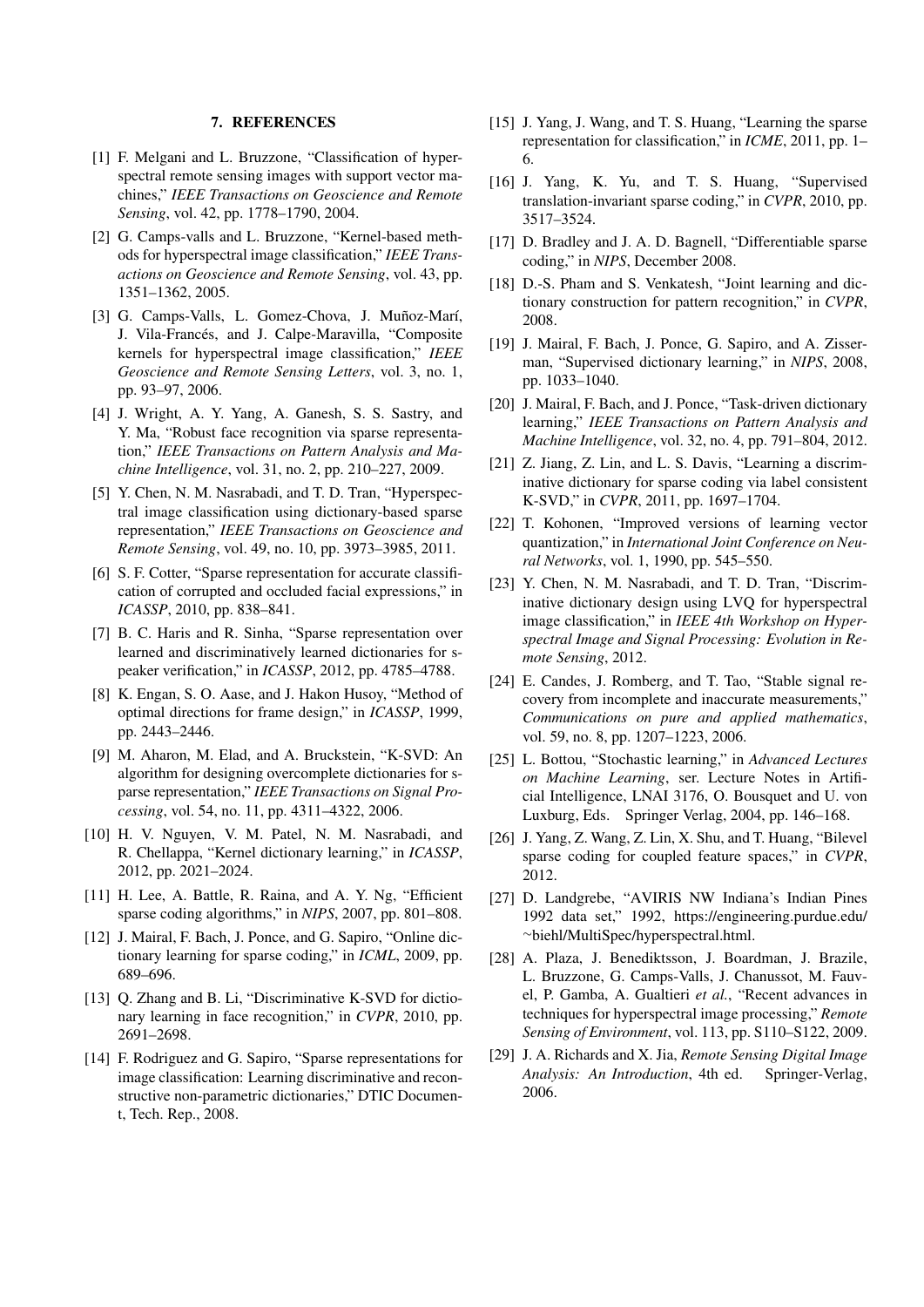## 7. REFERENCES

[1] F. Melgani and L. Bruzzone, "Classification of hyperspectral remote sensing images with support vector machines," *IEEE Transactions on Geoscience and Remote Sensing*, vol. 42, pp. 1778–1790, 2004.

[2] G. Camps-valls and L. Bruzzone, "Kernel-based methods for hyperspectral image classification," *IEEE Transactions on Geoscience and Remote Sensing*, vol. 43, pp. 1351–1362, 2005.

[3] G. Camps-Valls, L. Gomez-Chova, J. Muñoz-Marí, J. Vila-Francés, and J. Calpe-Maravilla, "Composite kernels for hyperspectral image classification," *IEEE Geoscience and Remote Sensing Letters*, vol. 3, no. 1, pp. 93–97, 2006.

[4] J. Wright, A. Y. Yang, A. Ganesh, S. S. Sastry, and Y. Ma, "Robust face recognition via sparse representation," *IEEE Transactions on Pattern Analysis and Machine Intelligence*, vol. 31, no. 2, pp. 210–227, 2009.

[5] Y. Chen, N. M. Nasrabadi, and T. D. Tran, "Hyperspectral image classification using dictionary-based sparse representation," *IEEE Transactions on Geoscience and Remote Sensing*, vol. 49, no. 10, pp. 3973–3985, 2011.

[6] S. F. Cotter, "Sparse representation for accurate classification of corrupted and occluded facial expressions," in *ICASSP*, 2010, pp. 838–841.

[7] B. C. Haris and R. Sinha, "Sparse representation over learned and discriminatively learned dictionaries for speaker verification," in *ICASSP*, 2012, pp. 4785–4788.

[8] K. Engan, S. O. Aase, and J. Hakon Husoy, "Method of optimal directions for frame design," in *ICASSP*, 1999, pp. 2443–2446.

[9] M. Aharon, M. Elad, and A. Bruckstein, "K-SVD: An algorithm for designing overcomplete dictionaries for sparse representation," *IEEE Transactions on Signal Processing*, vol. 54, no. 11, pp. 4311–4322, 2006.

[10] H. V. Nguyen, V. M. Patel, N. M. Nasrabadi, and R. Chellappa, "Kernel dictionary learning," in *ICASSP*, 2012, pp. 2021–2024.

[11] H. Lee, A. Battle, R. Raina, and A. Y. Ng, "Efficient sparse coding algorithms," in *NIPS*, 2007, pp. 801–808.

[12] J. Mairal, F. Bach, J. Ponce, and G. Sapiro, "Online dictionary learning for sparse coding," in *ICML*, 2009, pp. 689–696.

[13] Q. Zhang and B. Li, "Discriminative K-SVD for dictionary learning in face recognition," in *CVPR*, 2010, pp. 2691–2698.

[14] F. Rodriguez and G. Sapiro, "Sparse representations for image classification: Learning discriminative and reconstructive non-parametric dictionaries," DTIC Document, Tech. Rep., 2008.

[15] J. Yang, J. Wang, and T. S. Huang, "Learning the sparse representation for classification," in *ICME*, 2011, pp. 1–6.

[16] J. Yang, K. Yu, and T. S. Huang, "Supervised translation-invariant sparse coding," in *CVPR*, 2010, pp. 3517–3524.

[17] D. Bradley and J. A. D. Bagnell, "Differentiable sparse coding," in *NIPS*, December 2008.

[18] D.-S. Pham and S. Venkatesh, "Joint learning and dictionary construction for pattern recognition," in *CVPR*, 2008.

[19] J. Mairal, F. Bach, J. Ponce, G. Sapiro, and A. Zisserman, "Supervised dictionary learning," in *NIPS*, 2008, pp. 1033–1040.

[20] J. Mairal, F. Bach, and J. Ponce, "Task-driven dictionary learning," *IEEE Transactions on Pattern Analysis and Machine Intelligence*, vol. 32, no. 4, pp. 791–804, 2012.

[21] Z. Jiang, Z. Lin, and L. S. Davis, "Learning a discriminative dictionary for sparse coding via label consistent K-SVD," in *CVPR*, 2011, pp. 1697–1704.

[22] T. Kohonen, "Improved versions of learning vector quantization," in *International Joint Conference on Neural Networks*, vol. 1, 1990, pp. 545–550.

[23] Y. Chen, N. M. Nasrabadi, and T. D. Tran, "Discriminative dictionary design using LVQ for hyperspectral image classification," in *IEEE 4th Workshop on Hyperspectral Image and Signal Processing: Evolution in Remote Sensing*, 2012.

[24] E. Candes, J. Romberg, and T. Tao, "Stable signal recovery from incomplete and inaccurate measurements," *Communications on pure and applied mathematics*, vol. 59, no. 8, pp. 1207–1223, 2006.

[25] L. Bottou, "Stochastic learning," in *Advanced Lectures on Machine Learning*, ser. Lecture Notes in Artificial Intelligence, LNAI 3176, O. Bousquet and U. von Luxburg, Eds. Springer Verlag, 2004, pp. 146–168.

[26] J. Yang, Z. Wang, Z. Lin, X. Shu, and T. Huang, "Bilevel sparse coding for coupled feature spaces," in *CVPR*, 2012.

[27] D. Landgrebe, "AVIRIS NW Indiana's Indian Pines 1992 data set," 1992, https://engineering.purdue.edu/~biehl/MultiSpec/hyperspectral.html.

[28] A. Plaza, J. Benediktsson, J. Boardman, J. Brazile, L. Bruzzone, G. Camps-Valls, J. Chanussot, M. Fauvel, P. Gamba, A. Gualtieri *et al.*, "Recent advances in techniques for hyperspectral image processing," *Remote Sensing of Environment*, vol. 113, pp. S110–S122, 2009.

[29] J. A. Richards and X. Jia, *Remote Sensing Digital Image Analysis: An Introduction*, 4th ed. Springer-Verlag, 2006.